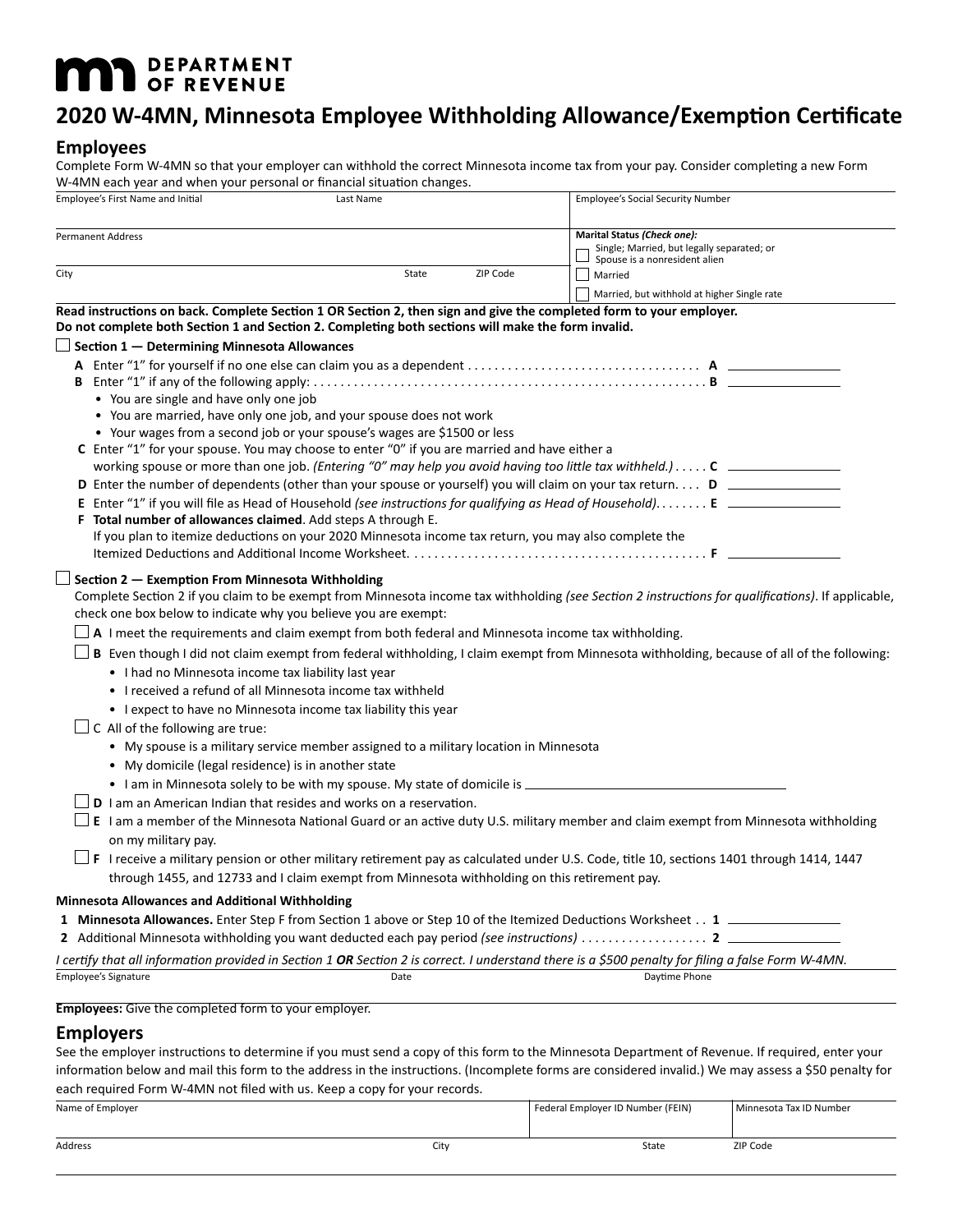**DEPARTMENT OF REVENUE**

# 2020 W-4MN, Minnesota Employee Withholding Allowance/Exemption Certificate

## Employees

Complete Form W-4MN so that your employer can withhold the correct Minnesota income tax from your pay. Consider completing a new Form W-4MN each year and when your personal or financial situation changes.

| Employee's First Name and Initial | Last Name | | | Employee's Social Security Number |
|---|---|---|---|---|
| Permanent Address | | | | **Marital Status** *(Check one):* ☐ Single; Married, but legally separated; or Spouse is a nonresident alien |
| City | | State | ZIP Code | ☐ Married |
| | | | | ☐ Married, but withhold at higher Single rate |

**Read instructions on back. Complete Section 1 OR Section 2, then sign and give the completed form to your employer. Do not complete both Section 1 and Section 2. Completing both sections will make the form invalid.**

☐ **Section 1 — Determining Minnesota Allowances**

**A** Enter "1" for yourself if no one else can claim you as a dependent . . . . . . . . . . **A** ________

**B** Enter "1" if any of the following apply: . . . . . . . . . . **B** ________

- You are single and have only one job
- You are married, have only one job, and your spouse does not work
- Your wages from a second job or your spouse's wages are $1500 or less

**C** Enter "1" for your spouse. You may choose to enter "0" if you are married and have either a working spouse or more than one job. *(Entering "0" may help you avoid having too little tax withheld.)* . . . . . **C** ________

**D** Enter the number of dependents (other than your spouse or yourself) you will claim on your tax return. . . . **D** ________

**E** Enter "1" if you will file as Head of Household *(see instructions for qualifying as Head of Household)*. . . . . . . . **E** ________

**F** **Total number of allowances claimed**. Add steps A through E.
If you plan to itemize deductions on your 2020 Minnesota income tax return, you may also complete the Itemized Deductions and Additional Income Worksheet. . . . . . . . . . **F** ________

☐ **Section 2 — Exemption From Minnesota Withholding**

Complete Section 2 if you claim to be exempt from Minnesota income tax withholding *(see Section 2 instructions for qualifications)*. If applicable, check one box below to indicate why you believe you are exempt:

☐ **A** I meet the requirements and claim exempt from both federal and Minnesota income tax withholding.

☐ **B** Even though I did not claim exempt from federal withholding, I claim exempt from Minnesota withholding, because of all of the following:

- I had no Minnesota income tax liability last year
- I received a refund of all Minnesota income tax withheld
- I expect to have no Minnesota income tax liability this year

☐ C All of the following are true:

- My spouse is a military service member assigned to a military location in Minnesota
- My domicile (legal residence) is in another state
- I am in Minnesota solely to be with my spouse. My state of domicile is ________________

☐ **D** I am an American Indian that resides and works on a reservation.

☐ **E** I am a member of the Minnesota National Guard or an active duty U.S. military member and claim exempt from Minnesota withholding on my military pay.

☐ **F** I receive a military pension or other military retirement pay as calculated under U.S. Code, title 10, sections 1401 through 1414, 1447 through 1455, and 12733 and I claim exempt from Minnesota withholding on this retirement pay.

**Minnesota Allowances and Additional Withholding**

**1** **Minnesota Allowances.** Enter Step F from Section 1 above or Step 10 of the Itemized Deductions Worksheet . . **1** ________

**2** Additional Minnesota withholding you want deducted each pay period *(see instructions)* . . . . . . . . . . **2** ________

*I certify that all information provided in Section 1* ***OR*** *Section 2 is correct. I understand there is a $500 penalty for filing a false Form W-4MN.*

| Employee's Signature | Date | Daytime Phone |
|---|---|---|
| | | |

**Employees:** Give the completed form to your employer.

## Employers

See the employer instructions to determine if you must send a copy of this form to the Minnesota Department of Revenue. If required, enter your information below and mail this form to the address in the instructions. (Incomplete forms are considered invalid.) We may assess a $50 penalty for each required Form W-4MN not filed with us. Keep a copy for your records.

| Name of Employer | | Federal Employer ID Number (FEIN) | Minnesota Tax ID Number |
|---|---|---|---|
| Address | City | State | ZIP Code |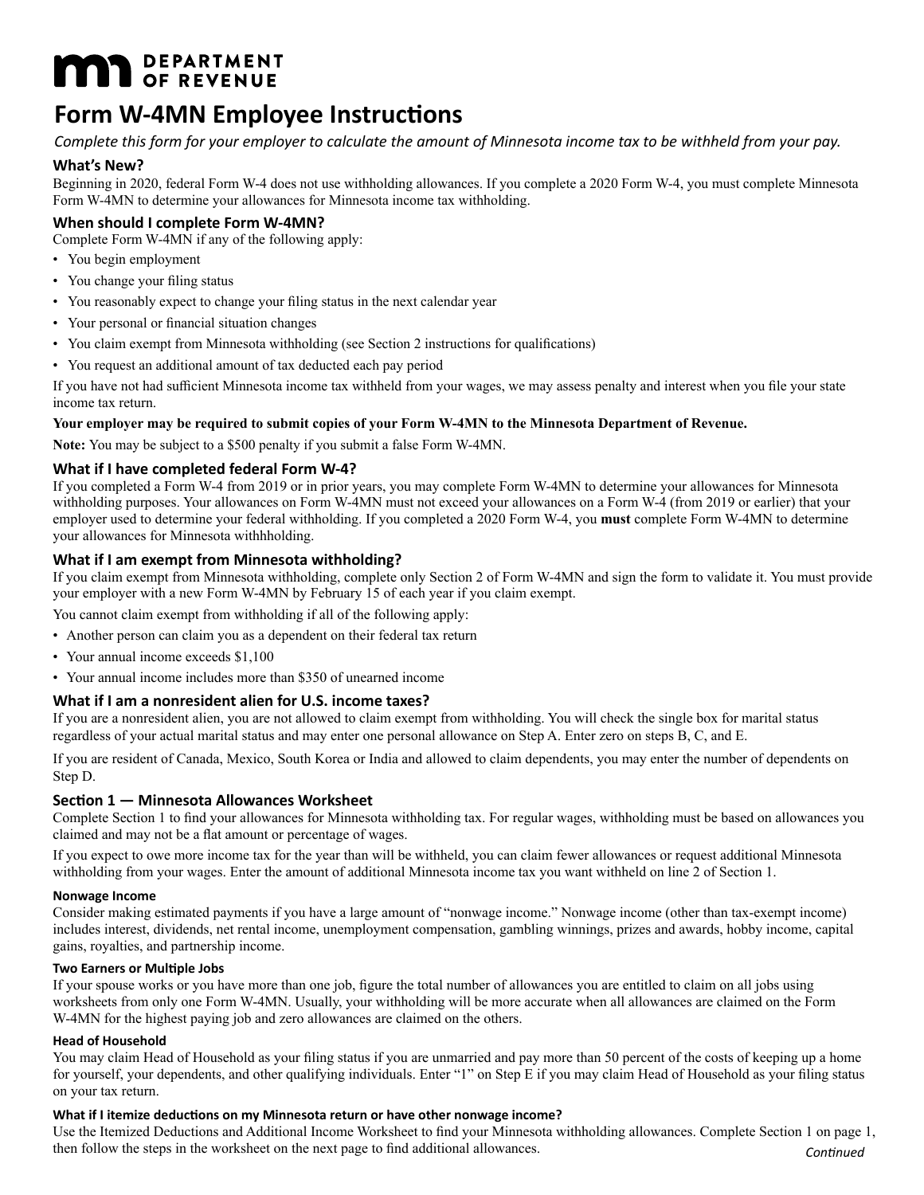**DEPARTMENT OF REVENUE**

# Form W-4MN Employee Instructions

*Complete this form for your employer to calculate the amount of Minnesota income tax to be withheld from your pay.*

## What's New?

Beginning in 2020, federal Form W-4 does not use withholding allowances. If you complete a 2020 Form W-4, you must complete Minnesota Form W-4MN to determine your allowances for Minnesota income tax withholding.

## When should I complete Form W-4MN?

Complete Form W-4MN if any of the following apply:

- You begin employment
- You change your filing status
- You reasonably expect to change your filing status in the next calendar year
- Your personal or financial situation changes
- You claim exempt from Minnesota withholding (see Section 2 instructions for qualifications)
- You request an additional amount of tax deducted each pay period

If you have not had sufficient Minnesota income tax withheld from your wages, we may assess penalty and interest when you file your state income tax return.

**Your employer may be required to submit copies of your Form W-4MN to the Minnesota Department of Revenue.**

**Note:** You may be subject to a $500 penalty if you submit a false Form W-4MN.

## What if I have completed federal Form W-4?

If you completed a Form W-4 from 2019 or in prior years, you may complete Form W-4MN to determine your allowances for Minnesota withholding purposes. Your allowances on Form W-4MN must not exceed your allowances on a Form W-4 (from 2019 or earlier) that your employer used to determine your federal withholding. If you completed a 2020 Form W-4, you **must** complete Form W-4MN to determine your allowances for Minnesota withhholding.

## What if I am exempt from Minnesota withholding?

If you claim exempt from Minnesota withholding, complete only Section 2 of Form W-4MN and sign the form to validate it. You must provide your employer with a new Form W-4MN by February 15 of each year if you claim exempt.

You cannot claim exempt from withholding if all of the following apply:

- Another person can claim you as a dependent on their federal tax return
- Your annual income exceeds $1,100
- Your annual income includes more than $350 of unearned income

## What if I am a nonresident alien for U.S. income taxes?

If you are a nonresident alien, you are not allowed to claim exempt from withholding. You will check the single box for marital status regardless of your actual marital status and may enter one personal allowance on Step A. Enter zero on steps B, C, and E.

If you are resident of Canada, Mexico, South Korea or India and allowed to claim dependents, you may enter the number of dependents on Step D.

## Section 1 — Minnesota Allowances Worksheet

Complete Section 1 to find your allowances for Minnesota withholding tax. For regular wages, withholding must be based on allowances you claimed and may not be a flat amount or percentage of wages.

If you expect to owe more income tax for the year than will be withheld, you can claim fewer allowances or request additional Minnesota withholding from your wages. Enter the amount of additional Minnesota income tax you want withheld on line 2 of Section 1.

#### Nonwage Income

Consider making estimated payments if you have a large amount of "nonwage income." Nonwage income (other than tax-exempt income) includes interest, dividends, net rental income, unemployment compensation, gambling winnings, prizes and awards, hobby income, capital gains, royalties, and partnership income.

#### Two Earners or Multiple Jobs

If your spouse works or you have more than one job, figure the total number of allowances you are entitled to claim on all jobs using worksheets from only one Form W-4MN. Usually, your withholding will be more accurate when all allowances are claimed on the Form W-4MN for the highest paying job and zero allowances are claimed on the others.

#### Head of Household

You may claim Head of Household as your filing status if you are unmarried and pay more than 50 percent of the costs of keeping up a home for yourself, your dependents, and other qualifying individuals. Enter "1" on Step E if you may claim Head of Household as your filing status on your tax return.

#### What if I itemize deductions on my Minnesota return or have other nonwage income?

Use the Itemized Deductions and Additional Income Worksheet to find your Minnesota withholding allowances. Complete Section 1 on page 1, then follow the steps in the worksheet on the next page to find additional allowances.

*Continued*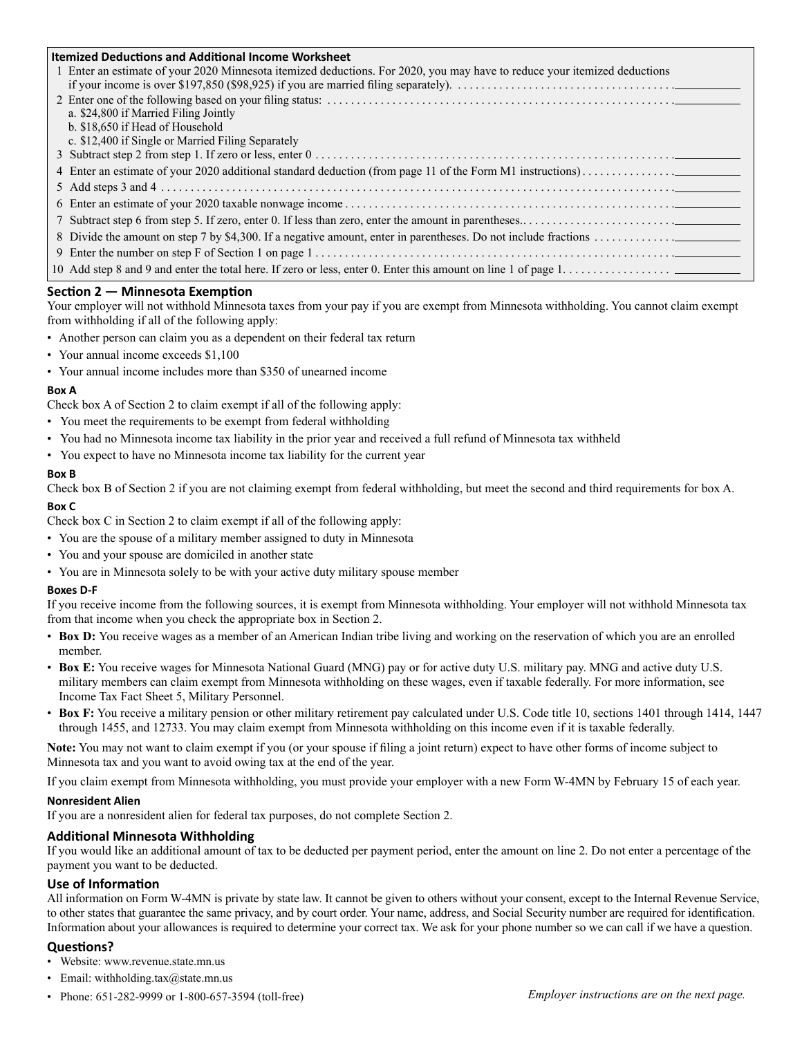**Itemized Deductions and Additional Income Worksheet**

1 Enter an estimate of your 2020 Minnesota itemized deductions. For 2020, you may have to reduce your itemized deductions if your income is over $197,850 ($98,925) if you are married filing separately). . . . . . . . . . . . . . . . . . . . . . . . . . . . . . . . . . . . . . \_\_\_\_\_\_\_\_\_\_

2 Enter one of the following based on your filing status: . . . . . . . . . . . . . . . . . . . . . . . . . . . . . . . . . . . . . . . . . . . . . . . . . . . . . . . . . . . \_\_\_\_\_\_\_\_\_\_

a. $24,800 if Married Filing Jointly
b. $18,650 if Head of Household
c. $12,400 if Single or Married Filing Separately

3 Subtract step 2 from step 1. If zero or less, enter 0 . . . . . . . . . . . . . . . . . . . . . . . . . . . . . . . . . . . . . . . . . . . . . . . . . . . . . . . . . . . \_\_\_\_\_\_\_\_\_\_

4 Enter an estimate of your 2020 additional standard deduction (from page 11 of the Form M1 instructions) . . . . . . . . . . . . . . . . \_\_\_\_\_\_\_\_\_\_

5 Add steps 3 and 4 . . . . . . . . . . . . . . . . . . . . . . . . . . . . . . . . . . . . . . . . . . . . . . . . . . . . . . . . . . . . . . . . . . . . . . . . . . . . . . . . . . . \_\_\_\_\_\_\_\_\_\_

6 Enter an estimate of your 2020 taxable nonwage income . . . . . . . . . . . . . . . . . . . . . . . . . . . . . . . . . . . . . . . . . . . . . . . . . . . . . . \_\_\_\_\_\_\_\_\_\_

7 Subtract step 6 from step 5. If zero, enter 0. If less than zero, enter the amount in parentheses.. . . . . . . . . . . . . . . . . . . . . . . . . . \_\_\_\_\_\_\_\_\_\_

8 Divide the amount on step 7 by $4,300. If a negative amount, enter in parentheses. Do not include fractions . . . . . . . . . . . . . \_\_\_\_\_\_\_\_\_\_

9 Enter the number on step F of Section 1 on page 1 . . . . . . . . . . . . . . . . . . . . . . . . . . . . . . . . . . . . . . . . . . . . . . . . . . . . . . . . . . . \_\_\_\_\_\_\_\_\_\_

10 Add step 8 and 9 and enter the total here. If zero or less, enter 0. Enter this amount on line 1 of page 1. . . . . . . . . . . . . . . . . . \_\_\_\_\_\_\_\_\_\_

## Section 2 — Minnesota Exemption

Your employer will not withhold Minnesota taxes from your pay if you are exempt from Minnesota withholding. You cannot claim exempt from withholding if all of the following apply:

- Another person can claim you as a dependent on their federal tax return
- Your annual income exceeds $1,100
- Your annual income includes more than $350 of unearned income

#### Box A

Check box A of Section 2 to claim exempt if all of the following apply:

- You meet the requirements to be exempt from federal withholding
- You had no Minnesota income tax liability in the prior year and received a full refund of Minnesota tax withheld
- You expect to have no Minnesota income tax liability for the current year

#### Box B

Check box B of Section 2 if you are not claiming exempt from federal withholding, but meet the second and third requirements for box A.

#### Box C

Check box C in Section 2 to claim exempt if all of the following apply:

- You are the spouse of a military member assigned to duty in Minnesota
- You and your spouse are domiciled in another state
- You are in Minnesota solely to be with your active duty military spouse member

#### Boxes D-F

If you receive income from the following sources, it is exempt from Minnesota withholding. Your employer will not withhold Minnesota tax from that income when you check the appropriate box in Section 2.

- **Box D:** You receive wages as a member of an American Indian tribe living and working on the reservation of which you are an enrolled member.
- **Box E:** You receive wages for Minnesota National Guard (MNG) pay or for active duty U.S. military pay. MNG and active duty U.S. military members can claim exempt from Minnesota withholding on these wages, even if taxable federally. For more information, see Income Tax Fact Sheet 5, Military Personnel.
- **Box F:** You receive a military pension or other military retirement pay calculated under U.S. Code title 10, sections 1401 through 1414, 1447 through 1455, and 12733. You may claim exempt from Minnesota withholding on this income even if it is taxable federally.

**Note:** You may not want to claim exempt if you (or your spouse if filing a joint return) expect to have other forms of income subject to Minnesota tax and you want to avoid owing tax at the end of the year.

If you claim exempt from Minnesota withholding, you must provide your employer with a new Form W-4MN by February 15 of each year.

#### Nonresident Alien

If you are a nonresident alien for federal tax purposes, do not complete Section 2.

### Additional Minnesota Withholding

If you would like an additional amount of tax to be deducted per payment period, enter the amount on line 2. Do not enter a percentage of the payment you want to be deducted.

### Use of Information

All information on Form W-4MN is private by state law. It cannot be given to others without your consent, except to the Internal Revenue Service, to other states that guarantee the same privacy, and by court order. Your name, address, and Social Security number are required for identification. Information about your allowances is required to determine your correct tax. We ask for your phone number so we can call if we have a question.

### Questions?

- Website: www.revenue.state.mn.us
- Email: withholding.tax@state.mn.us
- Phone: 651-282-9999 or 1-800-657-3594 (toll-free)

*Employer instructions are on the next page.*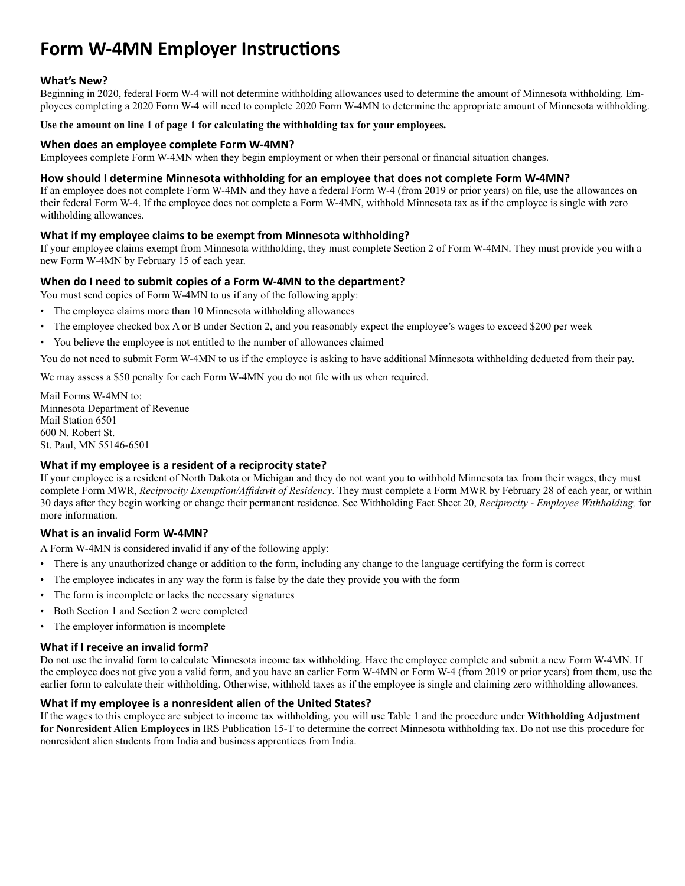# Form W-4MN Employer Instructions

### What's New?

Beginning in 2020, federal Form W-4 will not determine withholding allowances used to determine the amount of Minnesota withholding. Employees completing a 2020 Form W-4 will need to complete 2020 Form W-4MN to determine the appropriate amount of Minnesota withholding.

**Use the amount on line 1 of page 1 for calculating the withholding tax for your employees.**

### When does an employee complete Form W-4MN?

Employees complete Form W-4MN when they begin employment or when their personal or financial situation changes.

### How should I determine Minnesota withholding for an employee that does not complete Form W-4MN?

If an employee does not complete Form W-4MN and they have a federal Form W-4 (from 2019 or prior years) on file, use the allowances on their federal Form W-4. If the employee does not complete a Form W-4MN, withhold Minnesota tax as if the employee is single with zero withholding allowances.

### What if my employee claims to be exempt from Minnesota withholding?

If your employee claims exempt from Minnesota withholding, they must complete Section 2 of Form W-4MN. They must provide you with a new Form W-4MN by February 15 of each year.

### When do I need to submit copies of a Form W-4MN to the department?

You must send copies of Form W-4MN to us if any of the following apply:

- The employee claims more than 10 Minnesota withholding allowances
- The employee checked box A or B under Section 2, and you reasonably expect the employee's wages to exceed $200 per week
- You believe the employee is not entitled to the number of allowances claimed

You do not need to submit Form W-4MN to us if the employee is asking to have additional Minnesota withholding deducted from their pay.

We may assess a $50 penalty for each Form W-4MN you do not file with us when required.

Mail Forms W-4MN to:
Minnesota Department of Revenue
Mail Station 6501
600 N. Robert St.
St. Paul, MN 55146-6501

### What if my employee is a resident of a reciprocity state?

If your employee is a resident of North Dakota or Michigan and they do not want you to withhold Minnesota tax from their wages, they must complete Form MWR, *Reciprocity Exemption/Affidavit of Residency*. They must complete a Form MWR by February 28 of each year, or within 30 days after they begin working or change their permanent residence. See Withholding Fact Sheet 20, *Reciprocity - Employee Withholding,* for more information.

### What is an invalid Form W-4MN?

A Form W-4MN is considered invalid if any of the following apply:

- There is any unauthorized change or addition to the form, including any change to the language certifying the form is correct
- The employee indicates in any way the form is false by the date they provide you with the form
- The form is incomplete or lacks the necessary signatures
- Both Section 1 and Section 2 were completed
- The employer information is incomplete

### What if I receive an invalid form?

Do not use the invalid form to calculate Minnesota income tax withholding. Have the employee complete and submit a new Form W-4MN. If the employee does not give you a valid form, and you have an earlier Form W-4MN or Form W-4 (from 2019 or prior years) from them, use the earlier form to calculate their withholding. Otherwise, withhold taxes as if the employee is single and claiming zero withholding allowances.

### What if my employee is a nonresident alien of the United States?

If the wages to this employee are subject to income tax withholding, you will use Table 1 and the procedure under **Withholding Adjustment for Nonresident Alien Employees** in IRS Publication 15-T to determine the correct Minnesota withholding tax. Do not use this procedure for nonresident alien students from India and business apprentices from India.